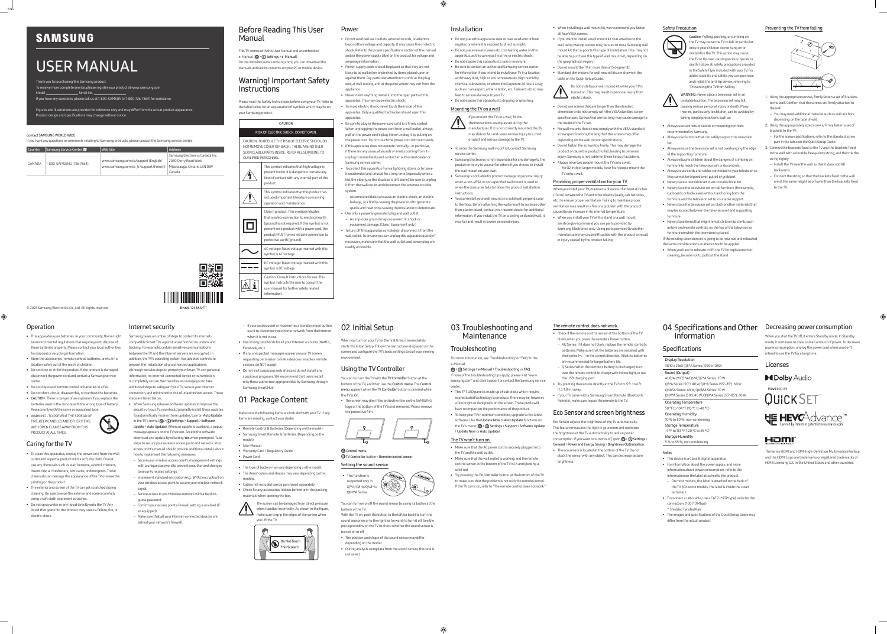# SAMSUNG

# USER MANUAL

Thank you for purchasing this Samsung product.
To receive more complete service, please register your product at www.samsung.com
Model ______________ Serial No. ______________
If you have any questions, please call us at 1-800-SAMSUNG (1-800-726-7864) for assistance.

Figures and illustrations are provided for reference only and may differ from the actual product appearance.
Product design and specifications may change without notice.

### Contact SAMSUNG WORLD WIDE

If you have any questions or comments relating to Samsung products, please contact the Samsung service center.

| Country | Samsung Service Center | Web Site | Address |
|---|---|---|---|
| CANADA | 1-800-SAMSUNG (726-7864) | www.samsung.com/ca/support (English)<br>www.samsung.com/ca_fr/support (French) | Samsung Electronics Canada Inc.<br>2050 Derry Road West<br>Mississauga, Ontario L5N 0B9<br>Canada |

© 2021 Samsung Electronics Co., Ltd. All rights reserved.

BN68-12466A-01

## Before Reading This User Manual

This TV comes with this User Manual and an embedded e-Manual (Settings > e-Manual).
On the website (www.samsung.com), you can download the manuals and see its contents on your PC or mobile device.

## Warning! Important Safety Instructions

Please read the Safety Instructions before using your TV. Refer to the table below for an explanation of symbols which may be on your Samsung product.

| CAUTION |
|---|
| RISK OF ELECTRIC SHOCK. DO NOT OPEN. |
| CAUTION: TO REDUCE THE RISK OF ELECTRIC SHOCK, DO NOT REMOVE COVER (OR BACK). THERE ARE NO USER SERVICEABLE PARTS INSIDE. REFER ALL SERVICING TO QUALIFIED PERSONNEL. |

| Symbol | Description |
|---|---|
| | This symbol indicates that high voltage is present inside. It is dangerous to make any kind of contact with any internal part of this product. |
| | This symbol indicates that this product has included important literature concerning operation and maintenance. |
| | Class II product: This symbol indicates that a safety connection to electrical earth (ground) is not required. If this symbol is not present on a product with a power cord, the product MUST have a reliable connection to protective earth (ground). |
| | AC voltage: Rated voltage marked with this symbol is AC voltage. |
| | DC voltage: Rated voltage marked with this symbol is DC voltage. |
| | Caution: Consult instructions for use: This symbol instructs the user to consult the user manual for further safety related information. |

## Power

- Do not overload wall outlets, extension cords, or adaptors beyond their voltage and capacity. It may cause fire or electric shock. Refer to the power specifications section of the manual and/or the power supply label on the product for voltage and amperage information.
- Power-supply cords should be placed so that they are not likely to be walked on or pinched by items placed upon or against them. Pay particular attention to cords at the plug end, at wall outlets, and at the point where they exit from the appliance.
- Never insert anything metallic into the open parts of this apparatus. This may cause electric shock.
- To avoid electric shock, never touch the inside of this apparatus. Only a qualified technician should open this apparatus.
- Be sure to plug in the power cord until it is firmly seated. When unplugging the power cord from a wall outlet, always pull on the power cord's plug. Never unplug it by pulling on the power cord. Do not touch the power cord with wet hands.
- If this apparatus does not operate normally - in particular, if there are any unusual sounds or smells coming from it - unplug it immediately and contact an authorized dealer or Samsung service center.
- To protect this apparatus from a lightning storm, or to leave it unattended and unused for a long time (especially when a kid, the elderly, or the disabled is left alone), be sure to unplug it from the wall outlet and disconnect the antenna or cable system.
  - Accumulated dust can cause an electric shock, an electric leakage, or a fire by causing the power cord to generate sparks and heat or by causing the insulation to deteriorate.
- Use only a properly grounded plug and wall outlet.
  - An improper ground may cause electric shock or equipment damage. (Class I Equipment only.)
- To turn off this apparatus completely, disconnect it from the wall outlet. To ensure you can unplug this apparatus quickly if necessary, make sure that the wall outlet and power plug are readily accessible.

## Installation

- Do not place this apparatus near or over a radiator or heat register, or where it is exposed to direct sunlight.
- Do not place vessels (vases etc.) containing water on this apparatus, as this can result in a fire or electric shock.
- Do not expose this apparatus to rain or moisture.
- Be sure to contact an authorized Samsung service center for information if you intend to install your TV in a location with heavy dust, high or low temperatures, high humidity, chemical substances, or where it will operate 24 hours a day such as in an airport, a train station, etc. Failure to do so may lead to serious damage to your TV.
- Do not expose this apparatus to dripping or splashing.

### Mounting the TV on a wall

If you mount this TV on a wall, follow the instructions exactly as set out by the manufacturer. If it is not correctly mounted, the TV may slide or fall and cause serious injury to a child or adult and serious damage to the TV.

- To order the Samsung wall mount kit, contact Samsung service center.
- Samsung Electronics is not responsible for any damage to the product or injury to yourself or others if you choose to install the wall mount on your own.
- Samsung is not liable for product damage or personal injury when a non-VESA or non-specified wall mount is used or when the consumer fails to follow the product installation instructions.
- You can install your wall mount on a solid wall perpendicular to the floor. Before attaching the wall mount to surfaces other than plaster board, contact your nearest dealer for additional information. If you install the TV on a ceiling or slanted wall, it may fall and result in severe personal injury.
- When installing a wall mount kit, we recommend you fasten all four VESA screws.
- If you want to install a wall mount kit that attaches to the wall using two top screws only, be sure to use a Samsung wall mount kit that supports this type of installation. (You may not be able to purchase this type of wall mount kit, depending on the geographical region.)
- Do not mount the TV at more than a 15 degree tilt.
- Standard dimensions for wall mount kits are shown in the table on the Quick Setup Guide.

Do not install your wall mount kit while your TV is turned on. This may result in personal injury from electric shock.

- Do not use screws that are longer than the standard dimension or do not comply with the VESA standard screw specifications. Screws that are too long may cause damage to the inside of the TV set.
- For wall mounts that do not comply with the VESA standard screw specifications, the length of the screws may differ depending on the wall mount specifications.
- Do not fasten the screws too firmly. This may damage the product or cause the product to fall, leading to personal injury. Samsung is not liable for these kinds of accidents.
- Always have two people mount the TV onto a wall.
  - For 82 inch or larger models, have four people mount the TV onto a wall.

### Providing proper ventilation for your TV

When you install your TV, maintain a distance of at least 4 inches (10 cm) between the TV and other objects (walls, cabinet sides, etc.) to ensure proper ventilation. Failing to maintain proper ventilation may result in a fire or a problem with the product caused by an increase in its internal temperature.

- When you install your TV with a stand or a wall mount, we strongly recommend you use parts provided by Samsung Electronics only. Using parts provided by another manufacturer may cause difficulties with the product or result in injury caused by the product falling.

### Safety Precaution

Caution: Pulling, pushing, or climbing on the TV may cause the TV to fall. In particular, ensure your children do not hang on or destabilize the TV. This action may cause the TV to tip over, causing serious injuries or death. Follow all safety precautions provided in the Safety Flyer included with your TV. For added stability and safety, you can purchase and install the anti-tip device, referring to "Preventing the TV from falling."

WARNING: Never place a television set in an unstable location. The television set may fall, causing serious personal injury or death. Many injuries, particularly to children, can be avoided by taking simple precautions such as:

- Always use cabinets or stands or mounting methods recommended by Samsung.
- Always use furniture that can safely support the television set.
- Always ensure the television set is not overhanging the edge of the supporting furniture.
- Always educate children about the dangers of climbing on furniture to reach the television set or its controls.
- Always route cords and cables connected to your television so they cannot be tripped over, pulled or grabbed.
- Never place a television set in an unstable location.
- Never place the television set on tall furniture (for example, cupboards or bookcases) without anchoring both the furniture and the television set to a suitable support.
- Never place the television set on cloth or other materials that may be located between the television set and supporting furniture.
- Never place items that might tempt children to climb, such as toys and remote controls, on the top of the television or furniture on which the television is placed.

If the existing television set is going to be retained and relocated, the same considerations as above should be applied.

- When you have to relocate or lift the TV for replacement or cleaning, be sure not to pull out the stand.

### Preventing the TV from falling

1. Using the appropriate screws, firmly fasten a set of brackets to the wall. Confirm that the screws are firmly attached to the wall.
   - You may need additional material such as wall anchors depending on the type of wall.
2. Using the appropriately sized screws, firmly fasten a set of brackets to the TV.
   - For the screw specifications, refer to the standard screw part in the table on the Quick Setup Guide.
3. Connect the brackets fixed to the TV and the brackets fixed to the wall with a durable, heavy-duty string, and then tie the string tightly.
   - Install the TV near the wall so that it does not fall backwards.
   - Connect the string so that the brackets fixed to the wall are at the same height as or lower than the brackets fixed to the TV.

## Operation

- This apparatus uses batteries. In your community, there might be environmental regulations that require you to dispose of these batteries properly. Please contact your local authorities for disposal or recycling information.
- Store the accessories (remote control, batteries, or etc.) in a location safely out of the reach of children.
- Do not drop or strike the product. If the product is damaged, disconnect the power cord and contact a Samsung service center.
- Do not dispose of remote control or batteries in a fire.
- Do not short-circuit, disassemble, or overheat the batteries.
- CAUTION: There is danger of an explosion if you replace the batteries used in the remote with the wrong type of battery. Replace only with the same or equivalent type.
- WARNING - TO PREVENT THE SPREAD OF FIRE, KEEP CANDLES AND OTHER ITEMS WITH OPEN FLAMES AWAY FROM THIS PRODUCT AT ALL TIMES.

## Caring for the TV

- To clean this apparatus, unplug the power cord from the wall outlet and wipe the product with a soft, dry cloth. Do not use any chemicals such as wax, benzene, alcohol, thinners, insecticide, air fresheners, lubricants, or detergents. These chemicals can damage the appearance of the TV or erase the printing on the product.
- The exterior and screen of the TV can get scratched during cleaning. Be sure to wipe the exterior and screen carefully using a soft cloth to prevent scratches.
- Do not spray water or any liquid directly onto the TV. Any liquid that goes into the product may cause a failure, fire, or electric shock.

## Internet security

Samsung takes a number of steps to protect its Internet-compatible Smart TVs against unauthorized incursions and hacking. For example, certain sensitive communications between the TV and the Internet servers are encrypted. In addition, the TV's operating system has adopted controls to prevent the installation of unauthorized applications.
Although we take steps to protect your Smart TV and personal information, no Internet-connected device or transmission is completely secure. We therefore encourage you to take additional steps to safeguard your TV, secure your Internet connection, and minimize the risk of unauthorized access. These steps are listed below:

- When Samsung releases software updates to improve the security of your TV, you should promptly install these updates. To automatically receive these updates, turn on **Auto Update** in the TV's menu (Settings > Support > Software Update > Auto Update). When an update is available, a popup message appears on the TV screen. Accept the software download and update by selecting **Yes** when prompted. Take steps to secure your wireless access point and network. Your access point's manual should provide additional details about how to implement the following measures:
  - Secure your wireless access point's management settings with a unique password to prevent unauthorized changes to security related settings.
  - Implement standard encryption (e.g., WPA2 encryption) on your wireless access point to secure your wireless network signal.
  - Secure access to your wireless network with a hard-to-guess password.
  - Confirm your access point's firewall setting is enabled (if so equipped).
  - Make sure that all your Internet-connected devices are behind your network's firewall.
  - If your access point or modem has a standby mode button, use it to disconnect your home network from the Internet when it is not in use.
- Use strong passwords for all your Internet accounts (Netflix, Facebook, etc.).
- If any unexpected messages appear on your TV screen requesting permission to link a device or enable a remote session, do NOT accept.
- Do not visit suspicious web sites and do not install any suspicious programs. We recommend that users install only those authorized apps provided by Samsung through Samsung Smart Hub.

## 01 Package Content

Make sure the following items are included with your TV. If any items are missing, contact your dealer.

- Remote Control & Batteries (Depending on the model)
- Samsung Smart Remote & Batteries (Depending on the model)
- User Manual
- Warranty Card / Regulatory Guide
- Power Cord

- The type of battery may vary depending on the model.
- The items' colors and shapes may vary depending on the models.
- Cables not included can be purchased separately.
- Check for any accessories hidden behind or in the packing materials when opening the box.

The screen can be damaged from direct pressure when handled incorrectly. As shown in the figure, make sure to grip the edges of the screen when you lift the TV.

Do Not Touch This Screen!

## 02 Initial Setup

When you turn on your TV for the first time, it immediately starts the Initial Setup. Follow the instructions displayed on the screen and configure the TV's basic settings to suit your viewing environment.

## Using the TV Controller

You can turn on the TV with the **TV Controller** button at the bottom of the TV, and then use the **Control menu**. The **Control menu** appears when the **TV Controller** button is pressed while the TV is On.

- The screen may dim if the protective film on the SAMSUNG logo or the bottom of the TV is not removed. Please remove the protective film.

A Control menu
B TV Controller button / Remote control sensor

### Setting the sound sensor

- This function is supported only in Q7*A/Q8*A/QN8*A/QN9*A Series.

You can turn on or off the sound sensor by using its button at the bottom of the TV.
With the TV on, push the button to the left (or back) to turn the sound sensor on or to the right (or forward) to turn it off. See the pop-up window on the TV to check whether the sound sensor is turned on or off.

- The position and shape of the sound sensor may differ depending on the model.
- During analysis using data from the sound sensor, the data is not saved.

## 03 Troubleshooting and Maintenance

## Troubleshooting

For more information, see "Troubleshooting" or "FAQ" in the e-Manual.
Settings > e-Manual > Troubleshooting or FAQ
If none of the troubleshooting tips apply, please visit "www.samsung.com" and click Support or contact the Samsung service center.

- This TFT LED panel is made up of sub pixels which require sophisticated technology to produce. There may be, however, a few bright or dark pixels on the screen. These pixels will have no impact on the performance of the product.
- To keep your TV in optimum condition, upgrade to the latest software. Use the **Update Now** or **Auto Update** functions on the TV's menu (Settings > Support > Software Update > Update Now or Auto Update).

### The TV won't turn on.

- Make sure that the AC power cord is securely plugged in to the TV and the wall outlet.
- Make sure that the wall outlet is working and the remote control sensor at the bottom of the TV is lit and glowing a solid red.
- Try pressing the **TV Controller** button at the bottom of the TV to make sure that the problem is not with the remote control. If the TV turns on, refer to "The remote control does not work."

### The remote control does not work.

- Check if the remote control sensor at the bottom of the TV blinks when you press the remote's Power button.
  - AU Series: If it does not blink, replace the remote control's batteries. Make sure that the batteries are installed with their poles (+/–) in the correct direction. Alkaline batteries are recommended for longer battery life.
  - Q Series: When the remote's battery is discharged, turn over the remote control to charge with indoor light, or use the USB charging port.
- Try pointing the remote directly at the TV from 5 ft. to 6 ft. (1.5-1.8 m) away.
- If your TV came with a Samsung Smart Remote (Bluetooth Remote), make sure to pair the remote to the TV.

## Eco Sensor and screen brightness

Eco Sensor adjusts the brightness of the TV automatically. This feature measures the light in your room and optimizes the brightness of the TV automatically to reduce power consumption. If you want to turn this off, go to Settings > General > Power and Energy Saving > Brightness Optimization.

- The eco sensor is located at the bottom of the TV. Do not block the sensor with any object. This can decrease picture brightness.

## 04 Specifications and Other Information

## Specifications

**Display Resolution**
3840 x 2160 (Q5*A Series: 1920 x 1080)

**Sound (Output)**
AU8/AU9/Q5*A/Q6*A/Q7*A Series: 20 W
Q8*A Series (50"): 40 W, Q8*A Series (55"-85"): 60 W
QN85A Series: 60 W, QN88A Series: 70 W
QN9*A Series (50"): 40 W, QN9*A Series (55"-85"): 60 W

**Operating Temperature**
50 °F to 104 °F (10 °C to 40 °C)

**Operating Humidity**
10 % to 80 %, non-condensing

**Storage Temperature**
-4 °F to 113 °F (-20 °C to 45 °C)

**Storage Humidity**
5 % to 95 %, non-condensing

### Notes

- This device is a Class B digital apparatus.
- For information about the power supply, and more information about power consumption, refer to the information on the label attached to the product.
  - On most models, the label is attached to the back of the TV. (On some models, the label is inside the cover terminal.)
- To connect a LAN cable, use a CAT 7 (*STP type) cable for the connection. (100/10 Mbps)
  * Shielded Twisted Pair
- The images and specifications of the Quick Setup Guide may differ from the actual product.

## Decreasing power consumption

When you shut the TV off, it enters Standby mode. In Standby mode, it continues to draw a small amount of power. To decrease power consumption, unplug the power cord when you don't intend to use the TV for a long time.

## Licenses

Dolby Audio

POWERED BY QUICKSET

HEVC Advance — Covered by Patents at patentlist.hevcadvance.com

HDMI

The terms HDMI and HDMI High-Definition Multimedia Interface, and the HDMI Logo are trademarks or registered trademarks of HDMI Licensing LLC in the United States and other countries.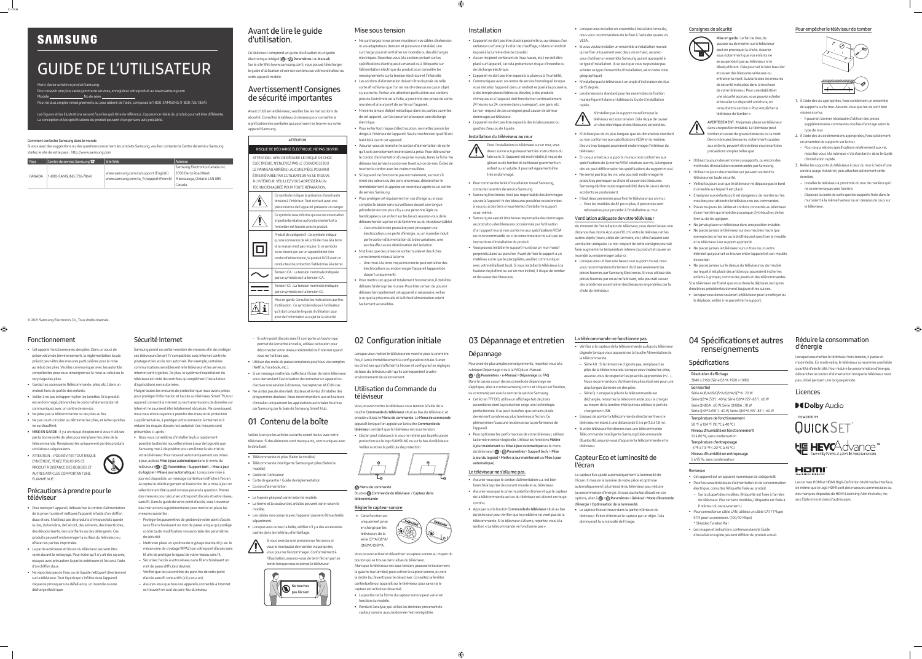# GUIDE DE L'UTILISATEUR

Merci d'avoir acheté ce produit Samsung.
Pour recevoir une plus vaste gamme de services, enregistrez votre produit au www.samsung.com
Modèle ______________ No de série ______________
Pour de plus amples renseignements ou pour obtenir de l'aide, composez le 1-800-SAMSUNG (1-800-726-7864).

Les figures et les illustrations ne sont fournies qu'à titre de référence. L'apparence réelle du produit pourrait être différente. La conception et les spécifications du produit peuvent changer sans avis préalable.

### Comment contacter Samsung dans le monde

Si vous avez des suggestions ou des questions concernant les produits Samsung, veuillez contacter le Centre de service Samsung. Visitez le site de votre pays : http://www.samsung.com

| Pays | Centre de service Samsung ☎ | Site Web | Adresse |
|---|---|---|---|
| CANADA | 1-800-SAMSUNG (726-7864) | www.samsung.com/ca/support (English)<br>www.samsung.com/ca_fr/support (French) | Samsung Electronics Canada Inc.<br>2050 Derry Road West<br>Mississauga, Ontario L5N 0B9<br>Canada |

© 2021 Samsung Electronics Co., Tous droits réservés.

## Avant de lire le guide d'utilisation.

Ce téléviseur comprend un guide d'utilisation et un guide électronique intégré ( > Paramètres > e-Manual).
Sur le site Web (www.samsung.com), vous pouvez télécharger le guide d'utilisation et voir son contenu sur votre ordinateur ou votre appareil mobile.

## Avertissement! Consignes de sécurité importantes

Avant d'utiliser le téléviseur, veuillez lire les instructions de sécurité. Consultez le tableau ci-dessous pour connaître la signification des symboles qui pourraient se trouver sur votre appareil Samsung.

| ATTENTION | |
|---|---|
| RISQUE DE DÉCHARGE ÉLECTRIQUE. NE PAS OUVRIR. | |
| ATTENTION : AFIN DE RÉDUIRE LE RISQUE DE CHOC ÉLECTRIQUE, N'ENLEVEZ PAS LE COUVERCLE (OU LE PANNEAU ARRIÈRE). AUCUNE PIÈCE POUVANT ÊTRE RÉPARÉE PAR L'UTILISATEUR NE SE TROUVE À L'INTÉRIEUR. VEUILLEZ VOUS ADRESSER À UN TECHNICIEN AGRÉÉ POUR TOUTE RÉPARATION. | |
| | Ce symbole indique la présence d'une haute tension à l'intérieur. Tout contact avec une pièce interne de l'appareil présente un danger. |
| | Ce symbole vous informe qu'une documentation importante relative au fonctionnement et à l'entretien est fournie avec le produit. |
| | Produit de catégorie II : Ce symbole indique qu'une connexion de sécurité de mise à la terre (à la masse) n'est pas requise. Si ce symbole ne se trouve pas sur un appareil doté d'un cordon d'alimentation, le produit DOIT avoir un conducteur de protection fiable (mise à la terre). |
| | Tension CA : La tension nominale indiquée par ce symbole est la tension CA. |
| | Tension CC : La tension nominale indiquée par ce symbole est la tension CC. |
| | Mise en garde. Consultez les instructions aux fins d'utilisation : Ce symbole indique à l'utilisateur qu'il doit consulter le guide d'utilisation pour avoir de l'information au sujet de la sécurité. |

## Mise sous tension

- Ne surchargez ni vos prises murales ni vos câbles d'extension ni vos adaptateurs (tension et puissance installée) Une surcharge pourrait entraîner un incendie ou des décharges électriques. Reportez-vous à la section portant sur les spécifications électriques du manuel ou à l'étiquette sur l'alimentation électrique du produit pour connaître les renseignements sur la tension électrique et l'intensité.
- Les cordons d'alimentation doivent être disposés de telle sorte afin d'éviter que l'on ne marche dessus ou qu'un objet s'y accroche. Portez une attention particulière aux cordons près de l'extrémité de la fiche, à proximité des prises de sortie murales et à leur point de sortie sur l'appareil.
- N'insérez jamais d'objet métallique dans les parties ouvertes de cet appareil, car Ceci pourrait provoquer une décharge électrique.
- Pour éviter tout risque d'électrocution, ne mettez jamais les doigts à l'intérieur de l'appareil. Seul un technicien qualifié est habilité à ouvrir cet appareil.
- Assurez-vous de brancher le cordon d'alimentation de sorte qu'il soit correctement inséré dans la prise. Pour débrancher le cordon d'alimentation d'une prise murale, tenez la fiche. Ne débranchez jamais le cordon en tirant sur ce dernier. Évitez de toucher le cordon avec les mains mouillées.
- Si l'appareil ne fonctionne pas normalement, surtout s'il émet des odeurs ou des sons anormaux, débranchez-le immédiatement et appelez un revendeur agréé ou un centre de service Samsung.
- Pour protéger cet équipement en cas d'orage ou si vous comptez le laisser sans surveillance durant une longue période (et encore plus s'il y a une personne âgée ou handicapée ou un enfant sur les lieux), assurez-vous de le débrancher de la prise et de l'antenne ou du récepteur (câble).
  - L'accumulation de poussière peut provoquer une électrocution, une perte d'énergie, ou un incendie induit par le cordon d'alimentation dû à des variations, une surchauffe ou une détérioration de l'isolation.
- N'utilisez que des prises de sortie murale et des fiches correctement mises à la terre.
  - Une mise à la terre risque incorrecte peut entraîner des électrocutions ou endommager l'appareil (appareil de classe I uniquement).
- Pour mettre cet appareil totalement hors tension, il doit être débranché de la prise murale. Pour être certain de pouvoir débrancher rapidement cet appareil si nécessaire, veillez à ce que la prise murale et la fiche d'alimentation soient facilement accessibles.

## Installation

- L'appareil ne doit pas être placé à proximité ou au-dessus d'un radiateur ou d'une grille d'air de chauffage, ni dans un endroit exposé à la lumière directe du soleil.
- Aucun récipient contenant de l'eau (vases, etc.) ne doit être placé sur l'appareil, car cela présente un risque d'incendie ou de décharge électrique.
- L'appareil ne doit pas être exposé à la pluie ou à l'humidité.
- Communiquez avec un centre de service homologué lorsque vous installez l'appareil dans un endroit exposé à la poussière, à des températures faibles ou élevées, à des produits chimiques et si l'appareil doit fonctionner continuellement 24 heures sur 24, comme dans un aéroport, une gare, etc. Le non-respect de ces consignes peut causer de sérieux dommages au téléviseur.
- L'appareil ne doit pas être exposé à des éclaboussures ou gouttes d'eau ou de liquide.

### Installation du téléviseur au mur

Pour l'installation du téléviseur sur un mur, vous devez suivre scrupuleusement les instructions du fabricant. S'il appareil est mal installé, il risque de glisser ou de tomber et de blesser gravement un enfant ou un adulte. Il pourrait également être très endommagé.

- Pour commander le kit d'installation mural Samsung, contactez le centre de service Samsung.
- Samsung Electronics n'est pas responsable des dommages causés à l'appareil ni des blessures possibles occasionnées à vous ou à des tiers si vous tentez d'installer le support vous-même.
- Samsung ne saurait être tenue responsable des dommages au produit ou des blessures occasionnés par l'utilisation d'un support mural non conforme aux spécifications VESA ou non recommandé, ou si le consommateur ne suit pas les instructions d'installation du produit.
- Vous pouvez installer le support mural sur un mur massif perpendiculaire au plancher. Avant de fixer le support à un matériau autre que le placoplâtre, veuillez communiquer avec votre détaillant local. Si vous installez le téléviseur à la hauteur du plafond ou sur un mur incliné, il risque de tomber et de causer des blessures.
- Lorsque vous installez un ensemble à installation murale, nous vous recommandons de le fixer à l'aide des quatre vis VESA.
- Si vous voulez installer un ensemble à installation murale qui se fixe uniquement avec deux vis en haut, assurez-vous d'utiliser un ensemble Samsung qui est approprié à ce type d'installation. (Il se peut que vous ne puissiez pas acheter ce type d'ensemble d'installation, selon votre zone géographique).
- N'installez pas le téléviseur à un angle d'inclinaison de plus de 15 degrés.
- Les dimensions standard pour les ensembles de fixation murale figurent dans un tableau du Guide d'installation rapide.

N'installez pas le support mural lorsque le téléviseur est sous tension. Cela risque de causer un choc électrique et des blessures corporelles.

- N'utilisez pas de vis plus longues que les dimensions standard ou non conformes aux spécifications VESA en la matière. Des vis trop longues pourraient endommager l'intérieur du téléviseur.
- En ce qui a trait aux supports muraux non conformes aux spécifications de la norme VESA relatives aux vis, la longueur des vis peut différer selon les spécifications du support mural.
- Ne serrez pas trop les vis; cela pourrait endommager le produit ou provoquer sa chute et causer des blessures. Samsung décline toute responsabilité dans le cas où de tels accidents se produiraient.
- Il faut deux personnes pour fixer le téléviseur sur un mur.
  - Pour les modèles de 82 po ou plus, 4 personnes sont nécessaires pour procéder à l'installation au mur.

### Ventilation adéquate de votre téléviseur

Au moment de l'installation du téléviseur, vous devez laisser une distance d'au moins 4 pouces (10 cm) entre le téléviseur et les autres objets (murs, côtés de l'armoire, etc.) afin d'assurer une ventilation adéquate. Le non-respect de cette consigne pourrait faire augmenter la température interne du produit et causer un incendie ou endommager celui-ci.

- Lorsque vous utilisez une base ou un support mural, nous vous recommandons fortement d'utiliser seulement les pièces fournies par Samsung Electronics. Si vous utilisez des pièces fournies par un autre fabricant, cela pourrait causer des problèmes ou entraîner des blessures engendrées par la chute du téléviseur.

## Consignes de sécurité

Mise en garde : Le fait de tirer, de pousser ou de monter sur le téléviseur peut en provoquer la chute. Assurez-vous notamment que vos enfants ne se suspendent pas au téléviseur ni le déséquilibrent. Cela pourrait le faire basculer et causer des blessures sérieuses ou entraîner la mort. Suivez toutes les mesures de sécurité indiquées dans la brochure de votre téléviseur. Pour une stabilité et une sécurité accrues, vous pouvez acheter et installer un dispositif antichute, en consultant la section « Pour empêcher le téléviseur de tomber ».

AVERTISSEMENT : Ne jamais placer un téléviseur dans une position instable. Le téléviseur peut tomber et causer de graves blessures ou la mort. De nombreuses blessures, notamment causées aux enfants, peuvent être évitées en prenant des précautions simples telles que :

- Utilisez toujours des armoires ou supports, ou encore des méthodes d'installation recommandés par Samsung.
- Utilisez toujours des meubles qui peuvent soutenir le téléviseur en toute sécurité.
- Veillez toujours à ce que le téléviseur ne dépasse pas le bord du meuble sur lequel il est placé.
- Enseignez aux enfants qu'il est dangereux de monter sur les meubles pour atteindre le téléviseur ou ses commandes.
- Placez toujours les câbles et cordons connectés au téléviseur d'une manière qui empêche quiconque d'y trébucher, de les tirer ou de les agripper.
- Ne jamais placer un téléviseur dans une position instable.
- Ne placez jamais le téléviseur sur des meubles hauts (par exemple des armoires ou bibliothèques) sans fixer le meuble et le téléviseur à un support approprié.
- Ne placez jamais le téléviseur sur un tissu ou un autre élément qui pourrait se trouver entre l'appareil et son meuble de soutien.
- Ne placez jamais sur le dessus du téléviseur ou du meuble sur lequel il est placé des articles qui pourraient inciter les enfants à grimper, comme des jouets et des télécommandes.

Si le téléviseur est fixé et que vous devez le déplacer, les lignes directrices précédentes doivent toujours être suivies.

- Lorsque vous devez soulever le téléviseur pour le nettoyer ou le déplacer, veillez à ne pas retirer le support.

## Pour empêcher le téléviseur de tomber

1. À l'aide des vis appropriées, fixez solidement un ensemble de supports sur le mur. Assurez-vous que les vis sont bien vissées au mur.
   - Il pourrait s'avérer nécessaire d'utiliser des pièces supplémentaires comme des douilles d'ancrage selon le type de mur.
2. À l'aide des vis de dimensions appropriées, fixez solidement un ensemble de supports sur le mur.
   - Pour ce qui est des spécifications relativement aux vis, reportez-vous à la rubrique « Vis standard » dans le Guide d'installation rapide.
3. Reliez les supports du téléviseur à ceux du mur à l'aide d'une corde à usage industriel, puis attachez solidement cette dernière.
   - Installez le téléviseur à proximité du mur de manière qu'il ne se renverse pas vers l'arrière.
   - Disposez la corde de sorte que les supports fixés dans le mur soient à la même hauteur ou en dessous de ceux sur le téléviseur.

## Fonctionnement

- Cet appareil fonctionne avec des piles. Dans un souci de préservation de l'environnement, la réglementation locale prévoit peut-être des mesures particulières pour la mise au rebut des piles. Veuillez communiquer avec les autorités compétentes pour vous renseigner sur la mise au rebut ou le recyclage des piles.
- Gardez les accessoires (télécommande, piles, etc.) dans un endroit hors de portée des enfants.
- Veiller à ne pas échapper ni plier les lunettes. Si le produit est endommagé, débranchez le cordon d'alimentation et communiquez avec un centre de service.
- Ne jetez pas la télécommande ou les piles au feu.
- Ne pas court-circuiter ou démonter les piles, et éviter qu'elles ne surchauffent.
- **MISE EN GARDE** : Il y a un risque d'explosion si vous n'utilisez pas la bonne sorte de piles pour remplacer les piles de la télécommande. Remplacez-les uniquement par des produits similaires ou équivalents.
- ATTENTION – POUR ÉVITER TOUT RISQUE D'INCENDIE, TENEZ TOUJOURS CE PRODUIT À DISTANCE DES BOUGIES ET AUTRES ARTICLES COMPORTANT UNE FLAMME NUE.

## Précautions à prendre pour le téléviseur

- Pour nettoyer l'appareil, débranchez le cordon d'alimentation de la prise murale et nettoyez l'appareil à l'aide d'un chiffon doux et sec. N'utilisez pas de produits chimiques tels que de la cire, du benzène, de l'alcool, des solvants, des insecticides, des désodorisants, des lubrifiants ou des détergents. Ces produits peuvent endommager la surface du téléviseur ou effacer les parties imprimées.
- La partie extérieure et l'écran du téléviseur peuvent être rayés durant le nettoyage. Pour éviter qu'il n'y ait des rayures, essuyez avec précaution la partie extérieure et l'écran à l'aide d'un chiffon doux.
- Ne vaporisez pas de l'eau ou de liquide quelconque directement sur le téléviseur. Tout liquide qui s'infiltre dans l'appareil risque de provoquer une défaillance, un incendie ou une décharge électrique.

## Sécurité Internet

Samsung prend un certain nombre de mesures afin de protéger ses téléviseurs Smart TV compatibles avec Internet contre le piratage et les accès non autorisés. Par exemple, certaines communications sensibles entre le téléviseur et les serveurs Internet sont cryptées. De plus, le système d'exploitation du téléviseur est doté de contrôles qui empêchent l'installation d'applications non autorisées.

Malgré toutes les mesures de protection que nous avons prises pour protéger l'information et l'accès au téléviseur Smart TV, tout appareil connecté à Internet ou les transmissions de données sur Internet ne sauraient être totalement sécurisés. Par conséquent, nous vous encourageons à prendre des mesure de protection supplémentaires, à protéger votre connexion à Internet et à réduire les risques d'accès non autorisé. Ces mesures sont présentées ci-après :

- Nous vous conseillons d'installer le plus rapidement possible toutes les nouvelles mises à jour de logiciels que Samsung met à disposition pour améliorer la sécurité de votre téléviseur. Pour recevoir automatiquement ces mises à jour, activez **Mise à jour automatique** dans le menu du téléviseur ( > Paramètres > Support tech. > Mise à jour du logiciel > Mise à jour automatique). Lorsqu'une mise à jour est disponible, un message contextuel s'affiche à l'écran. Acceptez le téléchargement et l'exécution de la mise à jour en sélectionnant **Oui** quand on vous posera la question. Prenez des mesures pour sécuriser votre point d'accès et votre réseau sans fil. Dans le guide de votre point d'accès, vous trouverez des instructions supplémentaires pour mettre en place les mesures suivantes :
  - Protéger les paramètres de gestion de votre point d'accès sans fil en choisissant un mot de passe unique qui protège contre toute modification non autorisée des paramètres de sécurité.
  - Mettre en place un système de cryptage standard (p. ex. le mécanisme de cryptage WPA2) sur votre point d'accès sans fil afin de protéger le signal de votre réseau sans fil.
  - Sécurisez l'accès à votre réseau sans fil en choisissant un mot de passe difficile à deviner.
  - Vérifier que les paramètres du pare-feu de votre point d'accès sans fil sont actifs (s'il y en a un).
  - Assurez-vous que tous vos appareils connectés à Internet se trouvent en aval du pare-feu du réseau.
- Si votre point d'accès sans fil comporte un bouton qui permet de le mettre en veille, utilisez ce bouton pour déconnecter votre réseau résidentiel de l'Internet quand vous ne l'utilisez pas.
- Utilisez des mots de passe complexes pour tous vos comptes (Netflix, Facebook, etc.).
- Si un message inattendu s'affiche à l'écran de votre téléviseur vous demandant l'autorisation de connecter un appareil ou d'activer une session à distance, n'acceptez en AUCUN cas.
- Ne visitez pas de sites Web douteux et évitez d'installer des programmes douteux. Nous recommandons aux utilisateurs d'installer uniquement les applications autorisées fournies par Samsung par le biais de Samsung Smart Hub.

# 01 Contenu de la boîte

Veillez à ce que les articles suivants soient inclus avec votre téléviseur. Si des éléments sont manquants, communiquez avec le détaillant.

- Télécommande et piles (Selon le modèle)
- Télécommande intelligente Samsung et piles (Selon le modèle)
- Guide de l'utilisateur
- Carte de garantie / Guide de réglementation
- Cordon d'alimentation

- Le type de pile peut varier selon le modèle.
- La forme et la couleur des articles peuvent varier selon le modèle.
- Les câbles non compris avec l'appareil peuvent être achetés séparément.
- Lorsque vous ouvrez la boîte, vérifiez s'il y a des accessoires cachés dans le matériau d'emballage.

Si vous exercez une pression sur l'écran ou si vous le manipulez de manière inappropriée, vous pour rez l'endommager. Conformément à l'illustration, assurez-vous de tenir l'écran par les bords lorsque vous soulevez le téléviseur.

Ne touchez pas l'écran!

# 02 Configuration initiale

Lorsque vous mettez le téléviseur en marche pour la première fois, il lance immédiatement la configuration initiale. Suivez les directives qui s'affichent à l'écran et configurez les réglages de base du téléviseur afin qu'ils correspondent à votre environnement de visionnement.

## Utilisation du Commande du téléviseur

Vous pouvez mettre le téléviseur sous tension à l'aide de la touche **Commande du téléviseur** située au bas du téléviseur, et ensuite utilisez le **Menu de commande**. Le **Menu de commande** apparaît lorsque l'on appuie sur la touche **Commande du téléviseur** pendant que le téléviseur est sous tension.

- L'écran peut s'obscurcir si vous ne retirez pas la pellicule de protection sur le logo SAMSUNG ou sur le bas du téléviseur. Veuillez à retirer la pellicule de protection.

Ⓐ Menu de commande
Bouton Ⓑ Commande du téléviseur / Capteur de la télécommande

### Régler le capteur sonore

- Cette fonction est uniquement prise en charge par les téléviseurs de la série Q7**A/Q8**A/QN8**A/QN9**A.

Vous pouvez activer et désactiver le capteur sonore au moyen du bouton qui se trouve dans le bas du téléviseur.

Alors que le téléviseur est sous tension, poussez le bouton vers la gauche (ou l'arrière) pour activer le capteur sonore, ou vers la droite (ou l'avant) pour le désactiver. Consultez la fenêtre contextuelle qui apparaît sur le téléviseur pour savoir si le capteur est activé ou désactivé.

- La position et la forme du capteur sonore peut varier en fonction du modèle.
- Pendant l'analyse, qui utilise les données provenant du capteur sonore, aucune donnée n'est enregistrée.

# 03 Dépannage et entretien

## Dépannage

Pour avoir de plus amples renseignements, reportez-vous à la rubrique Dépannage ou à la FAQ du e-Manual.
 > Paramètres > e-Manual > Dépannage ou FAQ

Dans le cas où aucun de ces conseils de dépannage ne s'applique, allez à « www.samsung.com » et cliquez sur Soutien, ou communiquez avec le centre de service Samsung.

- Cet écran TFT DEL utilise un affichage fait de pixels secondaires dont la production exige une technologie perfectionnée. Il se peut toutefois que quelques pixels deviennent sombres ou plus lumineux à l'écran. Ce phénomène n'a aucune incidence sur la performance de l'appareil.
- Pour optimiser les performances de votre téléviseur, utilisez la dernière version logicielle. Utilisez les fonctions **Mettre à jour maintenant** ou **Mise à jour automatique** sur le menu du téléviseur ( > Paramètres > Support tech. > Mise à jour du logiciel > Mettre à jour maintenant ou Mise à jour automatique).

### Le téléviseur ne s'allume pas.

- Assurez-vous que le cordon d'alimentation c.a. est bien branché à la prise de courant murale et au téléviseur.
- Assurez-vous que la prise murale fonctionne et que le capteur de la télécommande au bas du téléviseur est allumé en rouge continu.
- Appuyez sur le bouton **Commande du téléviseur** situé au bas du téléviseur pour vérifier que le problème ne vient pas de la télécommande. Si le téléviseur s'allume, reportez-vous à la section « La télécommande ne fonctionne pas ».

### La télécommande ne fonctionne pas.

- Vérifiez si le capteur de la télécommande au bas du téléviseur clignote lorsque vous appuyez sur la touche Alimentation de la télécommande.
  - Série AU : Si le témoin ne clignote pas, remplacez les piles de la télécommande. Lorsque vous insérez les piles, assurez-vous de respecter les polarités appropriées (+/–). Nous recommandons d'utiliser des piles alcalines pour une plus longue durée de vie des piles.
  - Série Q : Lorsque la pile de la télécommande est déchargée, retournez la télécommande pour la charger au moyen de la lumière intérieure ou utilisez le port de chargement USB.
- Essayez de pointer la télécommande directement vers le téléviseur en étant à une distance de 5 à 6 pi (1,5 à 1,8 m).
- Si votre téléviseur fonctionne avec une télécommande Télécommande intelligente Samsung (télécommande Bluetooth), assurez-vous d'apparier la télécommande et le téléviseur.

## Capteur Eco et luminosité de l'écran

Le capteur Eco ajuste automatiquement la luminosité de l'écran. Il mesure la lumière de votre pièce et optimise automatiquement la luminosité du téléviseur pour réduire la consommation d'énergie. Si vous souhaitez désactiver ces options, allez à  > Paramètres > Général > Mode d'économie d'énergie > Optimisation de la luminosité.

- Le capteur Eco se trouve dans la partie inférieure du téléviseur. Évitez d'obstruer le capteur par un objet. Cela diminuerait la luminosité de l'image.

# 04 Spécifications et autres renseignements

## Spécifications

**Résolution d'affichage**
3840 x 2160 (Série Q5*A: 1920 x 1080)

**Son (sortie)**
Série AU8/AU9/Q5*A/Q6*A/Q7*A : 20 W
Série Q8*A (50") : 40 W, Série Q8*A (55"-85") : 60 W
Série QN8SA : 60 W, Série QN88A : 70 W
Série QN9*A (50") : 40 W, Série QN9*A (55"-85") : 60 W

**Température de fonctionnement**
50 °F à 104 °F (10 °C à 40 °C)

**Niveau d'humidité en fonctionnement**
10 à 80 %, sans condensation

**Température d'entreposage**
-4 °F à 113 °F (-20 °C à 45 °C)

**Niveau d'humidité en entreposage**
5 à 95 %, sans condensation

**Remarque**

- Cet appareil est un appareil numérique de catégorie B.
- Pour les caractéristiques d'alimentation et de consommation électrique, consultez l'étiquette fixée au produit.
  - Sur la plupart des modèles, l'étiquette est fixée à l'arrière du téléviseur. (Sur certains modèles, l'étiquette est fixée à l'intérieur du recouvrement.)
- Pour connecter un câble LAN, utilisez un câble CAT 7 (*type STP) pour la connexion. (100/10 Mbps)
  * Shielded Twisted Pair
- Les images et indications contenues dans le Guide d'installation rapide peuvent différer du produit actuel.

## Réduire la consommation d'énergie

Lorsque vous mettez le téléviseur hors tension, il passe en mode Veille. En mode veille, le téléviseur consomme une faible quantité d'électricité. Pour réduire la consommation d'énergie, débranchez le cordon d'alimentation lorsque le téléviseur n'est pas utilisé pendant une longue période.

## Licences

Dolby Audio

POWERED BY QUICKSET

HEVCAdvance — Covered by Patents at patentlist.hevcadvance.com

HDMI

Les termes HDMI et HDMI High-Definition Multimedia Interface, de même que le logo HDMI sont des marques commerciales ou des marques déposées de HDMI Licensing Administrator, Inc. aux États-Unis et dans d'autres pays.